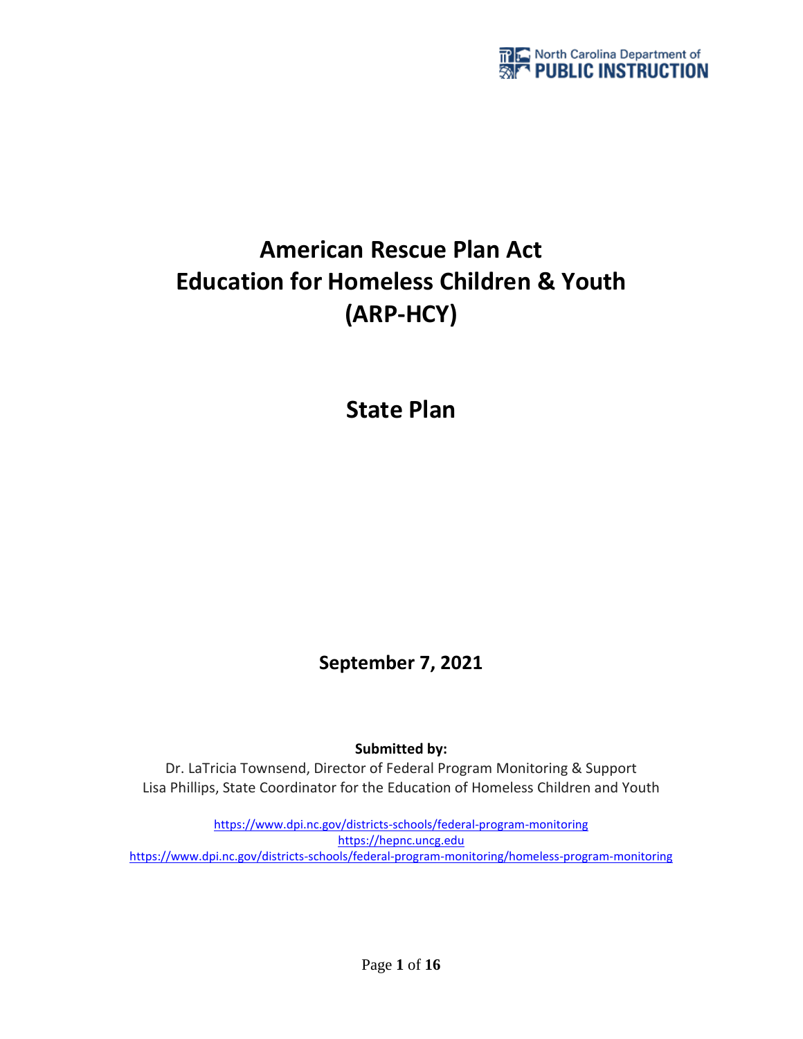North Carolina Department of PUBLIC INSTRUCTION

# American Rescue Plan Act
# Education for Homeless Children & Youth
# (ARP-HCY)

# State Plan

**September 7, 2021**

**Submitted by:**

Dr. LaTricia Townsend, Director of Federal Program Monitoring & Support
Lisa Phillips, State Coordinator for the Education of Homeless Children and Youth

https://www.dpi.nc.gov/districts-schools/federal-program-monitoring
https://hepnc.uncg.edu
https://www.dpi.nc.gov/districts-schools/federal-program-monitoring/homeless-program-monitoring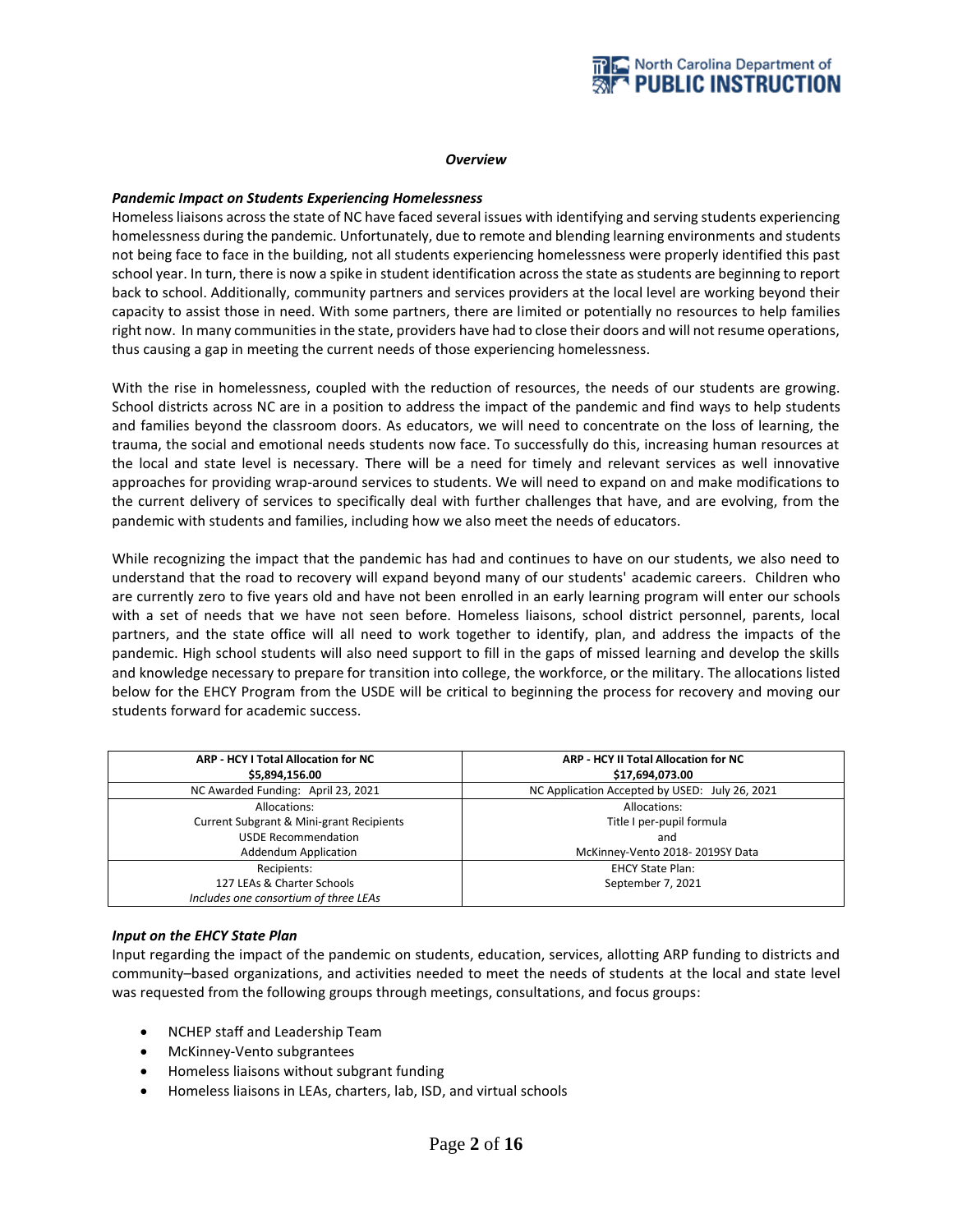### *Overview*

#### *Pandemic Impact on Students Experiencing Homelessness*

Homeless liaisons across the state of NC have faced several issues with identifying and serving students experiencing homelessness during the pandemic. Unfortunately, due to remote and blending learning environments and students not being face to face in the building, not all students experiencing homelessness were properly identified this past school year. In turn, there is now a spike in student identification across the state as students are beginning to report back to school. Additionally, community partners and services providers at the local level are working beyond their capacity to assist those in need. With some partners, there are limited or potentially no resources to help families right now. In many communities in the state, providers have had to close their doors and will not resume operations, thus causing a gap in meeting the current needs of those experiencing homelessness.

With the rise in homelessness, coupled with the reduction of resources, the needs of our students are growing. School districts across NC are in a position to address the impact of the pandemic and find ways to help students and families beyond the classroom doors. As educators, we will need to concentrate on the loss of learning, the trauma, the social and emotional needs students now face. To successfully do this, increasing human resources at the local and state level is necessary. There will be a need for timely and relevant services as well innovative approaches for providing wrap-around services to students. We will need to expand on and make modifications to the current delivery of services to specifically deal with further challenges that have, and are evolving, from the pandemic with students and families, including how we also meet the needs of educators.

While recognizing the impact that the pandemic has had and continues to have on our students, we also need to understand that the road to recovery will expand beyond many of our students' academic careers. Children who are currently zero to five years old and have not been enrolled in an early learning program will enter our schools with a set of needs that we have not seen before. Homeless liaisons, school district personnel, parents, local partners, and the state office will all need to work together to identify, plan, and address the impacts of the pandemic. High school students will also need support to fill in the gaps of missed learning and develop the skills and knowledge necessary to prepare for transition into college, the workforce, or the military. The allocations listed below for the EHCY Program from the USDE will be critical to beginning the process for recovery and moving our students forward for academic success.

| **ARP - HCY I Total Allocation for NC**<br>**$5,894,156.00** | **ARP - HCY II Total Allocation for NC**<br>**$17,694,073.00** |
|---|---|
| NC Awarded Funding: April 23, 2021 | NC Application Accepted by USED: July 26, 2021 |
| Allocations:<br>Current Subgrant & Mini-grant Recipients<br>USDE Recommendation<br>Addendum Application | Allocations:<br>Title I per-pupil formula<br>and<br>McKinney-Vento 2018- 2019SY Data |
| Recipients:<br>127 LEAs & Charter Schools<br>*Includes one consortium of three LEAs* | EHCY State Plan:<br>September 7, 2021 |

#### *Input on the EHCY State Plan*

Input regarding the impact of the pandemic on students, education, services, allotting ARP funding to districts and community–based organizations, and activities needed to meet the needs of students at the local and state level was requested from the following groups through meetings, consultations, and focus groups:

- NCHEP staff and Leadership Team
- McKinney-Vento subgrantees
- Homeless liaisons without subgrant funding
- Homeless liaisons in LEAs, charters, lab, ISD, and virtual schools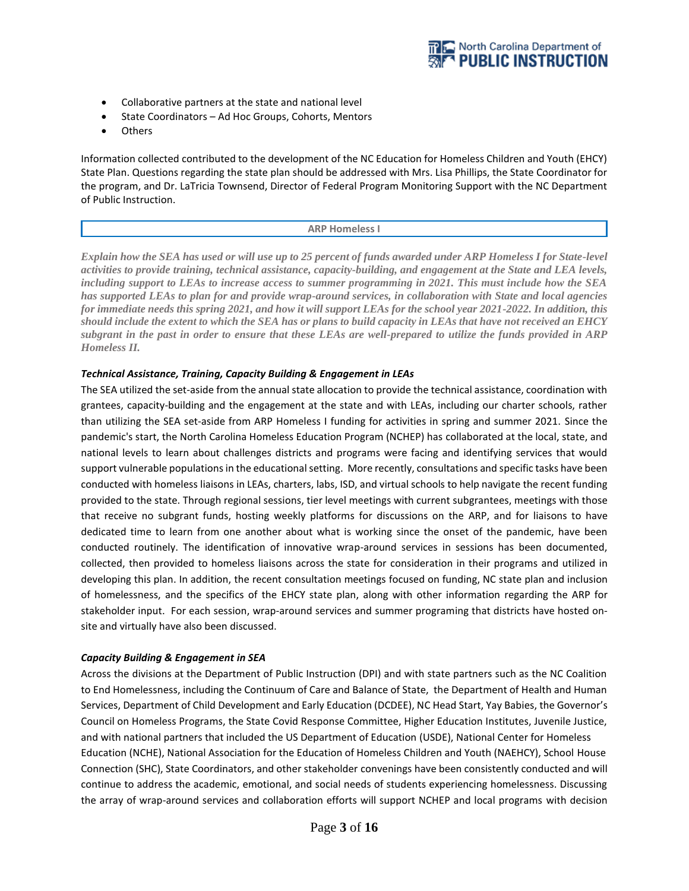- Collaborative partners at the state and national level
- State Coordinators – Ad Hoc Groups, Cohorts, Mentors
- Others

Information collected contributed to the development of the NC Education for Homeless Children and Youth (EHCY) State Plan. Questions regarding the state plan should be addressed with Mrs. Lisa Phillips, the State Coordinator for the program, and Dr. LaTricia Townsend, Director of Federal Program Monitoring Support with the NC Department of Public Instruction.

## ARP Homeless I

***Explain how the SEA has used or will use up to 25 percent of funds awarded under ARP Homeless I for State-level activities to provide training, technical assistance, capacity-building, and engagement at the State and LEA levels, including support to LEAs to increase access to summer programming in 2021. This must include how the SEA has supported LEAs to plan for and provide wrap-around services, in collaboration with State and local agencies for immediate needs this spring 2021, and how it will support LEAs for the school year 2021-2022. In addition, this should include the extent to which the SEA has or plans to build capacity in LEAs that have not received an EHCY subgrant in the past in order to ensure that these LEAs are well-prepared to utilize the funds provided in ARP Homeless II.***

***Technical Assistance, Training, Capacity Building & Engagement in LEAs***

The SEA utilized the set-aside from the annual state allocation to provide the technical assistance, coordination with grantees, capacity-building and the engagement at the state and with LEAs, including our charter schools, rather than utilizing the SEA set-aside from ARP Homeless I funding for activities in spring and summer 2021. Since the pandemic's start, the North Carolina Homeless Education Program (NCHEP) has collaborated at the local, state, and national levels to learn about challenges districts and programs were facing and identifying services that would support vulnerable populations in the educational setting. More recently, consultations and specific tasks have been conducted with homeless liaisons in LEAs, charters, labs, ISD, and virtual schools to help navigate the recent funding provided to the state. Through regional sessions, tier level meetings with current subgrantees, meetings with those that receive no subgrant funds, hosting weekly platforms for discussions on the ARP, and for liaisons to have dedicated time to learn from one another about what is working since the onset of the pandemic, have been conducted routinely. The identification of innovative wrap-around services in sessions has been documented, collected, then provided to homeless liaisons across the state for consideration in their programs and utilized in developing this plan. In addition, the recent consultation meetings focused on funding, NC state plan and inclusion of homelessness, and the specifics of the EHCY state plan, along with other information regarding the ARP for stakeholder input. For each session, wrap-around services and summer programing that districts have hosted on-site and virtually have also been discussed.

***Capacity Building & Engagement in SEA***

Across the divisions at the Department of Public Instruction (DPI) and with state partners such as the NC Coalition to End Homelessness, including the Continuum of Care and Balance of State, the Department of Health and Human Services, Department of Child Development and Early Education (DCDEE), NC Head Start, Yay Babies, the Governor's Council on Homeless Programs, the State Covid Response Committee, Higher Education Institutes, Juvenile Justice, and with national partners that included the US Department of Education (USDE), National Center for Homeless Education (NCHE), National Association for the Education of Homeless Children and Youth (NAEHCY), School House Connection (SHC), State Coordinators, and other stakeholder convenings have been consistently conducted and will continue to address the academic, emotional, and social needs of students experiencing homelessness. Discussing the array of wrap-around services and collaboration efforts will support NCHEP and local programs with decision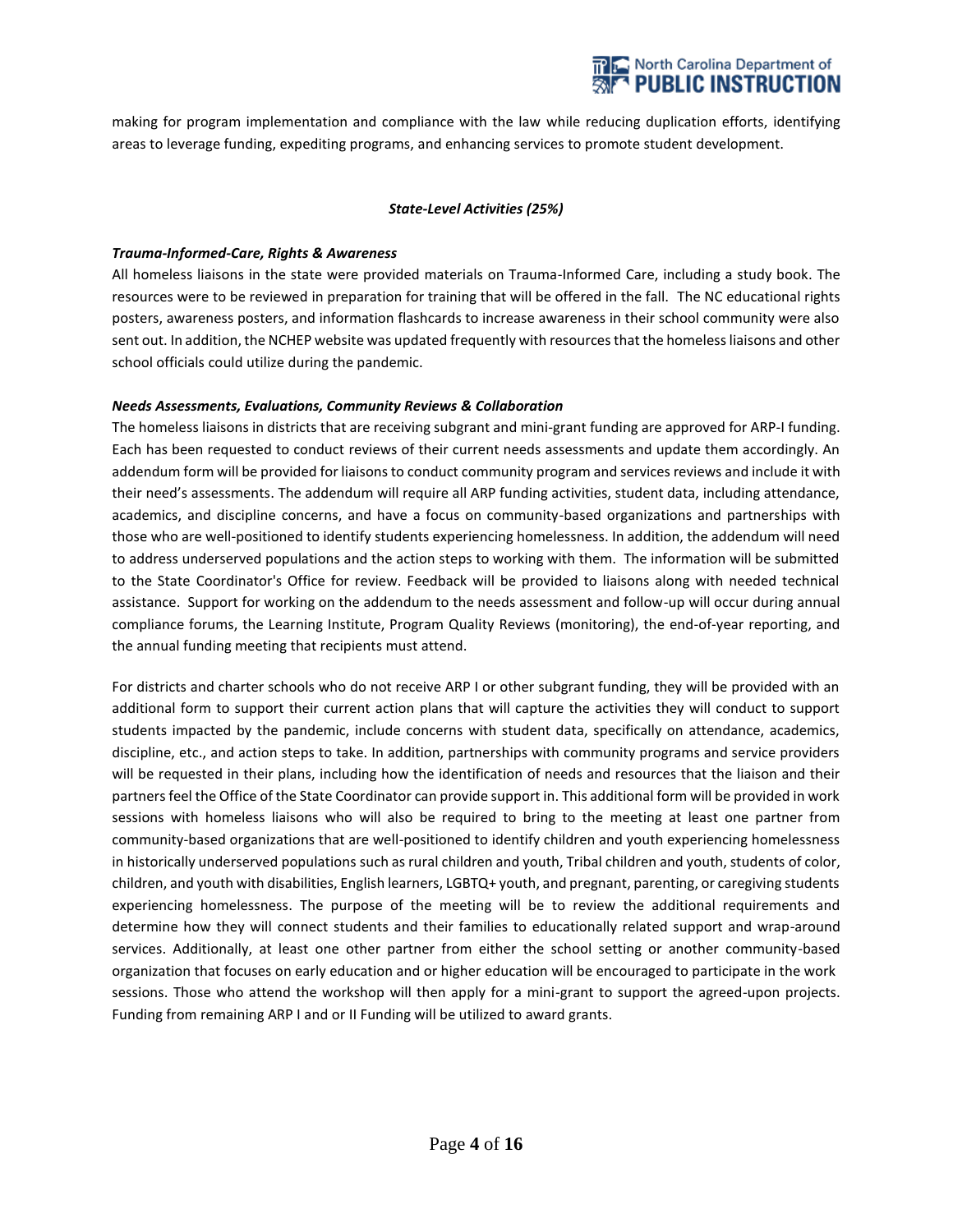making for program implementation and compliance with the law while reducing duplication efforts, identifying areas to leverage funding, expediting programs, and enhancing services to promote student development.

### *State-Level Activities (25%)*

***Trauma-Informed-Care, Rights & Awareness***

All homeless liaisons in the state were provided materials on Trauma-Informed Care, including a study book. The resources were to be reviewed in preparation for training that will be offered in the fall. The NC educational rights posters, awareness posters, and information flashcards to increase awareness in their school community were also sent out. In addition, the NCHEP website was updated frequently with resources that the homeless liaisons and other school officials could utilize during the pandemic.

***Needs Assessments, Evaluations, Community Reviews & Collaboration***

The homeless liaisons in districts that are receiving subgrant and mini-grant funding are approved for ARP-I funding. Each has been requested to conduct reviews of their current needs assessments and update them accordingly. An addendum form will be provided for liaisons to conduct community program and services reviews and include it with their need's assessments. The addendum will require all ARP funding activities, student data, including attendance, academics, and discipline concerns, and have a focus on community-based organizations and partnerships with those who are well-positioned to identify students experiencing homelessness. In addition, the addendum will need to address underserved populations and the action steps to working with them. The information will be submitted to the State Coordinator's Office for review. Feedback will be provided to liaisons along with needed technical assistance. Support for working on the addendum to the needs assessment and follow-up will occur during annual compliance forums, the Learning Institute, Program Quality Reviews (monitoring), the end-of-year reporting, and the annual funding meeting that recipients must attend.

For districts and charter schools who do not receive ARP I or other subgrant funding, they will be provided with an additional form to support their current action plans that will capture the activities they will conduct to support students impacted by the pandemic, include concerns with student data, specifically on attendance, academics, discipline, etc., and action steps to take. In addition, partnerships with community programs and service providers will be requested in their plans, including how the identification of needs and resources that the liaison and their partners feel the Office of the State Coordinator can provide support in. This additional form will be provided in work sessions with homeless liaisons who will also be required to bring to the meeting at least one partner from community-based organizations that are well-positioned to identify children and youth experiencing homelessness in historically underserved populations such as rural children and youth, Tribal children and youth, students of color, children, and youth with disabilities, English learners, LGBTQ+ youth, and pregnant, parenting, or caregiving students experiencing homelessness. The purpose of the meeting will be to review the additional requirements and determine how they will connect students and their families to educationally related support and wrap-around services. Additionally, at least one other partner from either the school setting or another community-based organization that focuses on early education and or higher education will be encouraged to participate in the work sessions. Those who attend the workshop will then apply for a mini-grant to support the agreed-upon projects. Funding from remaining ARP I and or II Funding will be utilized to award grants.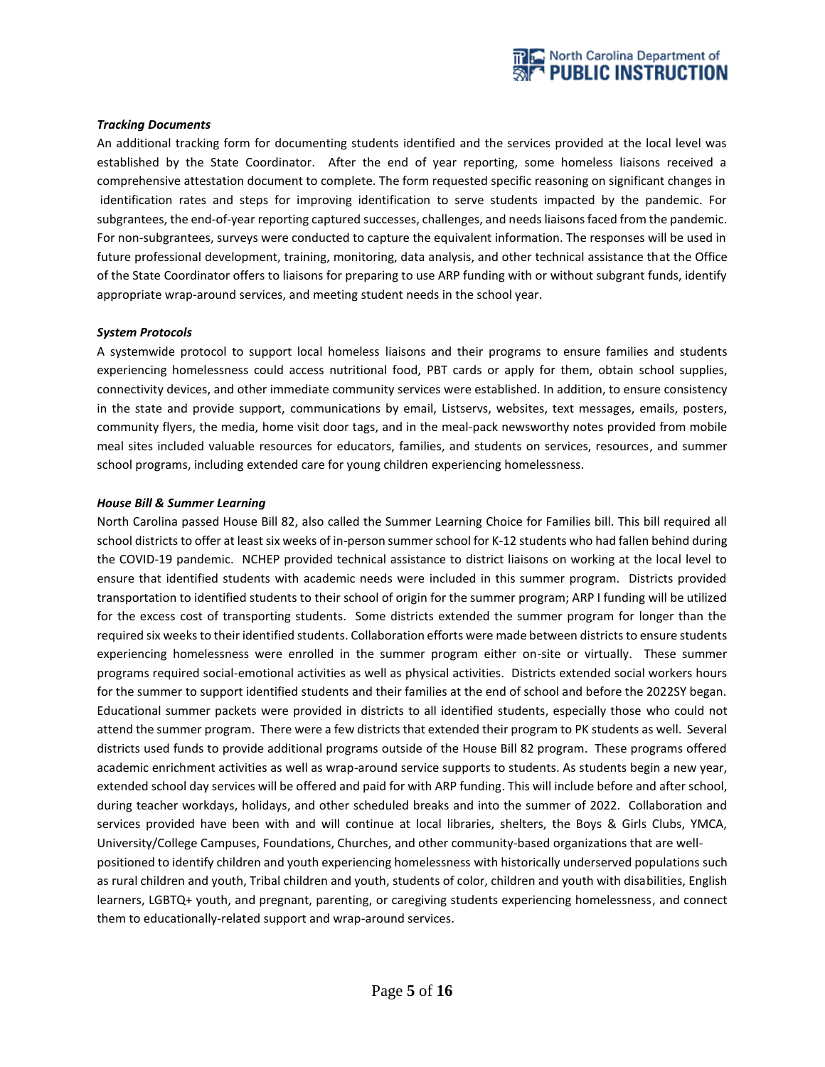***Tracking Documents***

An additional tracking form for documenting students identified and the services provided at the local level was established by the State Coordinator. After the end of year reporting, some homeless liaisons received a comprehensive attestation document to complete. The form requested specific reasoning on significant changes in identification rates and steps for improving identification to serve students impacted by the pandemic. For subgrantees, the end-of-year reporting captured successes, challenges, and needs liaisons faced from the pandemic. For non-subgrantees, surveys were conducted to capture the equivalent information. The responses will be used in future professional development, training, monitoring, data analysis, and other technical assistance that the Office of the State Coordinator offers to liaisons for preparing to use ARP funding with or without subgrant funds, identify appropriate wrap-around services, and meeting student needs in the school year.

***System Protocols***

A systemwide protocol to support local homeless liaisons and their programs to ensure families and students experiencing homelessness could access nutritional food, PBT cards or apply for them, obtain school supplies, connectivity devices, and other immediate community services were established. In addition, to ensure consistency in the state and provide support, communications by email, Listservs, websites, text messages, emails, posters, community flyers, the media, home visit door tags, and in the meal-pack newsworthy notes provided from mobile meal sites included valuable resources for educators, families, and students on services, resources, and summer school programs, including extended care for young children experiencing homelessness.

***House Bill & Summer Learning***

North Carolina passed House Bill 82, also called the Summer Learning Choice for Families bill. This bill required all school districts to offer at least six weeks of in-person summer school for K-12 students who had fallen behind during the COVID-19 pandemic. NCHEP provided technical assistance to district liaisons on working at the local level to ensure that identified students with academic needs were included in this summer program. Districts provided transportation to identified students to their school of origin for the summer program; ARP I funding will be utilized for the excess cost of transporting students. Some districts extended the summer program for longer than the required six weeks to their identified students. Collaboration efforts were made between districts to ensure students experiencing homelessness were enrolled in the summer program either on-site or virtually. These summer programs required social-emotional activities as well as physical activities. Districts extended social workers hours for the summer to support identified students and their families at the end of school and before the 2022SY began. Educational summer packets were provided in districts to all identified students, especially those who could not attend the summer program. There were a few districts that extended their program to PK students as well. Several districts used funds to provide additional programs outside of the House Bill 82 program. These programs offered academic enrichment activities as well as wrap-around service supports to students. As students begin a new year, extended school day services will be offered and paid for with ARP funding. This will include before and after school, during teacher workdays, holidays, and other scheduled breaks and into the summer of 2022. Collaboration and services provided have been with and will continue at local libraries, shelters, the Boys & Girls Clubs, YMCA, University/College Campuses, Foundations, Churches, and other community-based organizations that are well-positioned to identify children and youth experiencing homelessness with historically underserved populations such as rural children and youth, Tribal children and youth, students of color, children and youth with disabilities, English learners, LGBTQ+ youth, and pregnant, parenting, or caregiving students experiencing homelessness, and connect them to educationally-related support and wrap-around services.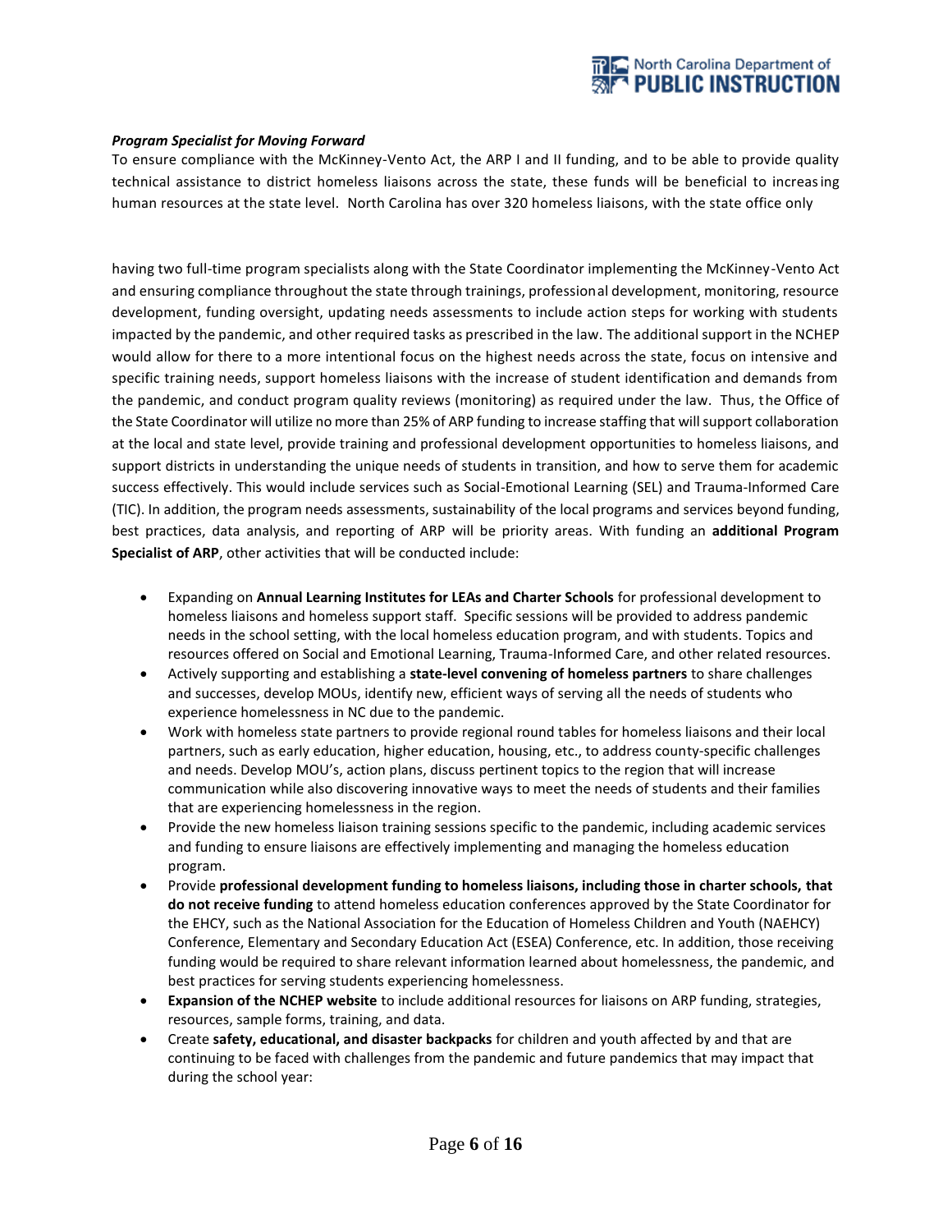***Program Specialist for Moving Forward***

To ensure compliance with the McKinney-Vento Act, the ARP I and II funding, and to be able to provide quality technical assistance to district homeless liaisons across the state, these funds will be beneficial to increasing human resources at the state level. North Carolina has over 320 homeless liaisons, with the state office only having two full-time program specialists along with the State Coordinator implementing the McKinney-Vento Act and ensuring compliance throughout the state through trainings, professional development, monitoring, resource development, funding oversight, updating needs assessments to include action steps for working with students impacted by the pandemic, and other required tasks as prescribed in the law. The additional support in the NCHEP would allow for there to a more intentional focus on the highest needs across the state, focus on intensive and specific training needs, support homeless liaisons with the increase of student identification and demands from the pandemic, and conduct program quality reviews (monitoring) as required under the law. Thus, the Office of the State Coordinator will utilize no more than 25% of ARP funding to increase staffing that will support collaboration at the local and state level, provide training and professional development opportunities to homeless liaisons, and support districts in understanding the unique needs of students in transition, and how to serve them for academic success effectively. This would include services such as Social-Emotional Learning (SEL) and Trauma-Informed Care (TIC). In addition, the program needs assessments, sustainability of the local programs and services beyond funding, best practices, data analysis, and reporting of ARP will be priority areas. With funding an **additional Program Specialist of ARP**, other activities that will be conducted include:

- Expanding on **Annual Learning Institutes for LEAs and Charter Schools** for professional development to homeless liaisons and homeless support staff. Specific sessions will be provided to address pandemic needs in the school setting, with the local homeless education program, and with students. Topics and resources offered on Social and Emotional Learning, Trauma-Informed Care, and other related resources.
- Actively supporting and establishing a **state-level convening of homeless partners** to share challenges and successes, develop MOUs, identify new, efficient ways of serving all the needs of students who experience homelessness in NC due to the pandemic.
- Work with homeless state partners to provide regional round tables for homeless liaisons and their local partners, such as early education, higher education, housing, etc., to address county-specific challenges and needs. Develop MOU's, action plans, discuss pertinent topics to the region that will increase communication while also discovering innovative ways to meet the needs of students and their families that are experiencing homelessness in the region.
- Provide the new homeless liaison training sessions specific to the pandemic, including academic services and funding to ensure liaisons are effectively implementing and managing the homeless education program.
- Provide **professional development funding to homeless liaisons, including those in charter schools, that do not receive funding** to attend homeless education conferences approved by the State Coordinator for the EHCY, such as the National Association for the Education of Homeless Children and Youth (NAEHCY) Conference, Elementary and Secondary Education Act (ESEA) Conference, etc. In addition, those receiving funding would be required to share relevant information learned about homelessness, the pandemic, and best practices for serving students experiencing homelessness.
- **Expansion of the NCHEP website** to include additional resources for liaisons on ARP funding, strategies, resources, sample forms, training, and data.
- Create **safety, educational, and disaster backpacks** for children and youth affected by and that are continuing to be faced with challenges from the pandemic and future pandemics that may impact that during the school year: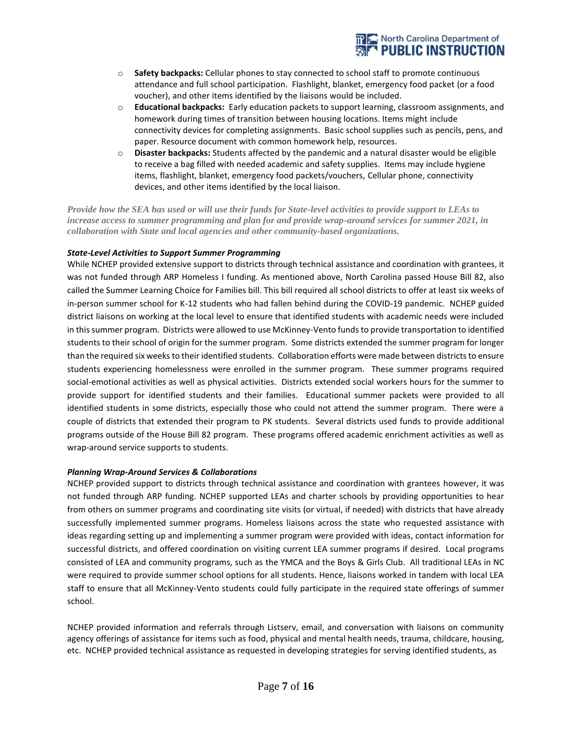- **Safety backpacks:** Cellular phones to stay connected to school staff to promote continuous attendance and full school participation. Flashlight, blanket, emergency food packet (or a food voucher), and other items identified by the liaisons would be included.
- **Educational backpacks:** Early education packets to support learning, classroom assignments, and homework during times of transition between housing locations. Items might include connectivity devices for completing assignments. Basic school supplies such as pencils, pens, and paper. Resource document with common homework help, resources.
- **Disaster backpacks:** Students affected by the pandemic and a natural disaster would be eligible to receive a bag filled with needed academic and safety supplies. Items may include hygiene items, flashlight, blanket, emergency food packets/vouchers, Cellular phone, connectivity devices, and other items identified by the local liaison.

***Provide how the SEA has used or will use their funds for State-level activities to provide support to LEAs to increase access to summer programming and plan for and provide wrap-around services for summer 2021, in collaboration with State and local agencies and other community-based organizations.***

***State-Level Activities to Support Summer Programming***

While NCHEP provided extensive support to districts through technical assistance and coordination with grantees, it was not funded through ARP Homeless I funding. As mentioned above, North Carolina passed House Bill 82, also called the Summer Learning Choice for Families bill. This bill required all school districts to offer at least six weeks of in-person summer school for K-12 students who had fallen behind during the COVID-19 pandemic. NCHEP guided district liaisons on working at the local level to ensure that identified students with academic needs were included in this summer program. Districts were allowed to use McKinney-Vento funds to provide transportation to identified students to their school of origin for the summer program. Some districts extended the summer program for longer than the required six weeks to their identified students. Collaboration efforts were made between districts to ensure students experiencing homelessness were enrolled in the summer program. These summer programs required social-emotional activities as well as physical activities. Districts extended social workers hours for the summer to provide support for identified students and their families. Educational summer packets were provided to all identified students in some districts, especially those who could not attend the summer program. There were a couple of districts that extended their program to PK students. Several districts used funds to provide additional programs outside of the House Bill 82 program. These programs offered academic enrichment activities as well as wrap-around service supports to students.

***Planning Wrap-Around Services & Collaborations***

NCHEP provided support to districts through technical assistance and coordination with grantees however, it was not funded through ARP funding. NCHEP supported LEAs and charter schools by providing opportunities to hear from others on summer programs and coordinating site visits (or virtual, if needed) with districts that have already successfully implemented summer programs. Homeless liaisons across the state who requested assistance with ideas regarding setting up and implementing a summer program were provided with ideas, contact information for successful districts, and offered coordination on visiting current LEA summer programs if desired. Local programs consisted of LEA and community programs, such as the YMCA and the Boys & Girls Club. All traditional LEAs in NC were required to provide summer school options for all students. Hence, liaisons worked in tandem with local LEA staff to ensure that all McKinney-Vento students could fully participate in the required state offerings of summer school.

NCHEP provided information and referrals through Listserv, email, and conversation with liaisons on community agency offerings of assistance for items such as food, physical and mental health needs, trauma, childcare, housing, etc. NCHEP provided technical assistance as requested in developing strategies for serving identified students, as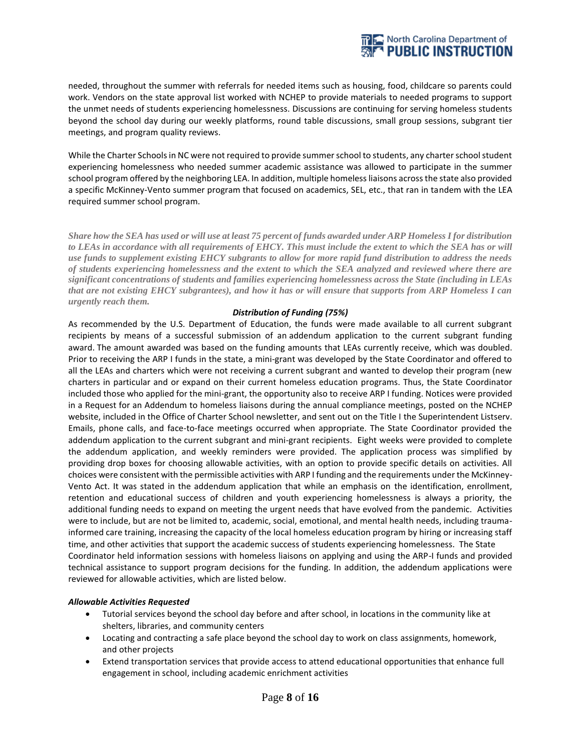needed, throughout the summer with referrals for needed items such as housing, food, childcare so parents could work. Vendors on the state approval list worked with NCHEP to provide materials to needed programs to support the unmet needs of students experiencing homelessness. Discussions are continuing for serving homeless students beyond the school day during our weekly platforms, round table discussions, small group sessions, subgrant tier meetings, and program quality reviews.

While the Charter Schools in NC were not required to provide summer school to students, any charter school student experiencing homelessness who needed summer academic assistance was allowed to participate in the summer school program offered by the neighboring LEA. In addition, multiple homeless liaisons across the state also provided a specific McKinney-Vento summer program that focused on academics, SEL, etc., that ran in tandem with the LEA required summer school program.

***Share how the SEA has used or will use at least 75 percent of funds awarded under ARP Homeless I for distribution to LEAs in accordance with all requirements of EHCY. This must include the extent to which the SEA has or will use funds to supplement existing EHCY subgrants to allow for more rapid fund distribution to address the needs of students experiencing homelessness and the extent to which the SEA analyzed and reviewed where there are significant concentrations of students and families experiencing homelessness across the State (including in LEAs that are not existing EHCY subgrantees), and how it has or will ensure that supports from ARP Homeless I can urgently reach them.***

***Distribution of Funding (75%)***

As recommended by the U.S. Department of Education, the funds were made available to all current subgrant recipients by means of a successful submission of an addendum application to the current subgrant funding award. The amount awarded was based on the funding amounts that LEAs currently receive, which was doubled. Prior to receiving the ARP I funds in the state, a mini-grant was developed by the State Coordinator and offered to all the LEAs and charters which were not receiving a current subgrant and wanted to develop their program (new charters in particular and or expand on their current homeless education programs. Thus, the State Coordinator included those who applied for the mini-grant, the opportunity also to receive ARP I funding. Notices were provided in a Request for an Addendum to homeless liaisons during the annual compliance meetings, posted on the NCHEP website, included in the Office of Charter School newsletter, and sent out on the Title I the Superintendent Listserv. Emails, phone calls, and face-to-face meetings occurred when appropriate. The State Coordinator provided the addendum application to the current subgrant and mini-grant recipients. Eight weeks were provided to complete the addendum application, and weekly reminders were provided. The application process was simplified by providing drop boxes for choosing allowable activities, with an option to provide specific details on activities. All choices were consistent with the permissible activities with ARP I funding and the requirements under the McKinney-Vento Act. It was stated in the addendum application that while an emphasis on the identification, enrollment, retention and educational success of children and youth experiencing homelessness is always a priority, the additional funding needs to expand on meeting the urgent needs that have evolved from the pandemic. Activities were to include, but are not be limited to, academic, social, emotional, and mental health needs, including trauma-informed care training, increasing the capacity of the local homeless education program by hiring or increasing staff time, and other activities that support the academic success of students experiencing homelessness. The State Coordinator held information sessions with homeless liaisons on applying and using the ARP-I funds and provided technical assistance to support program decisions for the funding. In addition, the addendum applications were reviewed for allowable activities, which are listed below.

***Allowable Activities Requested***

- Tutorial services beyond the school day before and after school, in locations in the community like at shelters, libraries, and community centers
- Locating and contracting a safe place beyond the school day to work on class assignments, homework, and other projects
- Extend transportation services that provide access to attend educational opportunities that enhance full engagement in school, including academic enrichment activities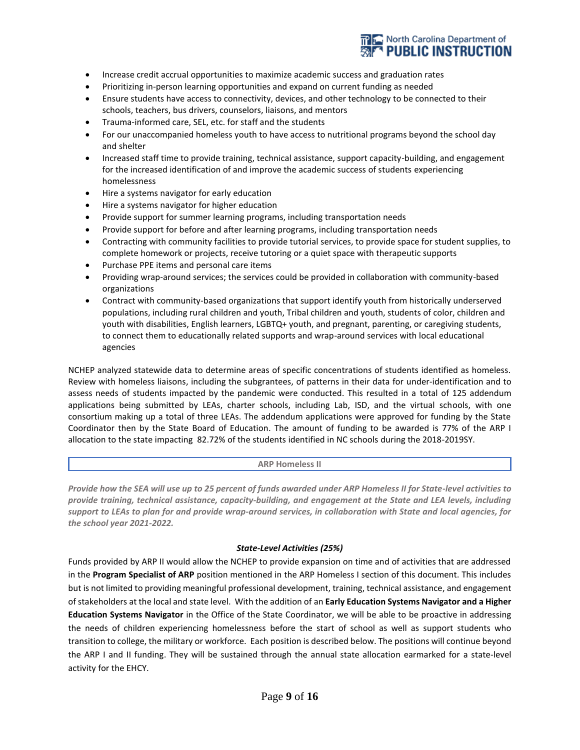- Increase credit accrual opportunities to maximize academic success and graduation rates
- Prioritizing in-person learning opportunities and expand on current funding as needed
- Ensure students have access to connectivity, devices, and other technology to be connected to their schools, teachers, bus drivers, counselors, liaisons, and mentors
- Trauma-informed care, SEL, etc. for staff and the students
- For our unaccompanied homeless youth to have access to nutritional programs beyond the school day and shelter
- Increased staff time to provide training, technical assistance, support capacity-building, and engagement for the increased identification of and improve the academic success of students experiencing homelessness
- Hire a systems navigator for early education
- Hire a systems navigator for higher education
- Provide support for summer learning programs, including transportation needs
- Provide support for before and after learning programs, including transportation needs
- Contracting with community facilities to provide tutorial services, to provide space for student supplies, to complete homework or projects, receive tutoring or a quiet space with therapeutic supports
- Purchase PPE items and personal care items
- Providing wrap-around services; the services could be provided in collaboration with community-based organizations
- Contract with community-based organizations that support identify youth from historically underserved populations, including rural children and youth, Tribal children and youth, students of color, children and youth with disabilities, English learners, LGBTQ+ youth, and pregnant, parenting, or caregiving students, to connect them to educationally related supports and wrap-around services with local educational agencies

NCHEP analyzed statewide data to determine areas of specific concentrations of students identified as homeless. Review with homeless liaisons, including the subgrantees, of patterns in their data for under-identification and to assess needs of students impacted by the pandemic were conducted. This resulted in a total of 125 addendum applications being submitted by LEAs, charter schools, including Lab, ISD, and the virtual schools, with one consortium making up a total of three LEAs. The addendum applications were approved for funding by the State Coordinator then by the State Board of Education. The amount of funding to be awarded is 77% of the ARP I allocation to the state impacting 82.72% of the students identified in NC schools during the 2018-2019SY.

## ARP Homeless II

***Provide how the SEA will use up to 25 percent of funds awarded under ARP Homeless II for State-level activities to provide training, technical assistance, capacity-building, and engagement at the State and LEA levels, including support to LEAs to plan for and provide wrap-around services, in collaboration with State and local agencies, for the school year 2021-2022.***

### *State-Level Activities (25%)*

Funds provided by ARP II would allow the NCHEP to provide expansion on time and of activities that are addressed in the **Program Specialist of ARP** position mentioned in the ARP Homeless I section of this document. This includes but is not limited to providing meaningful professional development, training, technical assistance, and engagement of stakeholders at the local and state level. With the addition of an **Early Education Systems Navigator and a Higher Education Systems Navigator** in the Office of the State Coordinator, we will be able to be proactive in addressing the needs of children experiencing homelessness before the start of school as well as support students who transition to college, the military or workforce. Each position is described below. The positions will continue beyond the ARP I and II funding. They will be sustained through the annual state allocation earmarked for a state-level activity for the EHCY.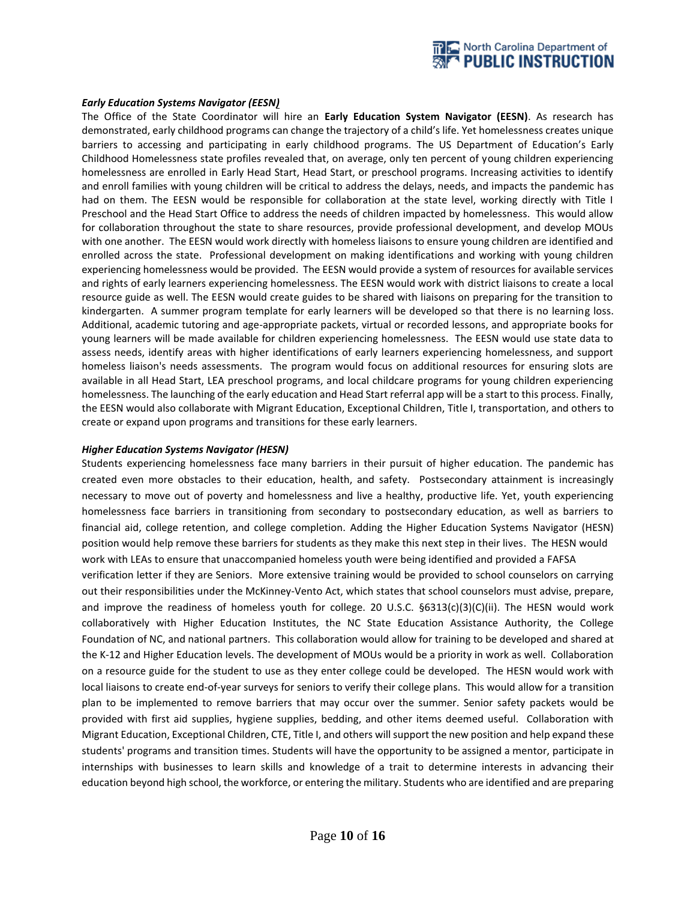***Early Education Systems Navigator (EESN)***

The Office of the State Coordinator will hire an **Early Education System Navigator (EESN)**. As research has demonstrated, early childhood programs can change the trajectory of a child's life. Yet homelessness creates unique barriers to accessing and participating in early childhood programs. The US Department of Education's Early Childhood Homelessness state profiles revealed that, on average, only ten percent of young children experiencing homelessness are enrolled in Early Head Start, Head Start, or preschool programs. Increasing activities to identify and enroll families with young children will be critical to address the delays, needs, and impacts the pandemic has had on them. The EESN would be responsible for collaboration at the state level, working directly with Title I Preschool and the Head Start Office to address the needs of children impacted by homelessness. This would allow for collaboration throughout the state to share resources, provide professional development, and develop MOUs with one another. The EESN would work directly with homeless liaisons to ensure young children are identified and enrolled across the state. Professional development on making identifications and working with young children experiencing homelessness would be provided. The EESN would provide a system of resources for available services and rights of early learners experiencing homelessness. The EESN would work with district liaisons to create a local resource guide as well. The EESN would create guides to be shared with liaisons on preparing for the transition to kindergarten. A summer program template for early learners will be developed so that there is no learning loss. Additional, academic tutoring and age-appropriate packets, virtual or recorded lessons, and appropriate books for young learners will be made available for children experiencing homelessness. The EESN would use state data to assess needs, identify areas with higher identifications of early learners experiencing homelessness, and support homeless liaison's needs assessments. The program would focus on additional resources for ensuring slots are available in all Head Start, LEA preschool programs, and local childcare programs for young children experiencing homelessness. The launching of the early education and Head Start referral app will be a start to this process. Finally, the EESN would also collaborate with Migrant Education, Exceptional Children, Title I, transportation, and others to create or expand upon programs and transitions for these early learners.

***Higher Education Systems Navigator (HESN)***

Students experiencing homelessness face many barriers in their pursuit of higher education. The pandemic has created even more obstacles to their education, health, and safety. Postsecondary attainment is increasingly necessary to move out of poverty and homelessness and live a healthy, productive life. Yet, youth experiencing homelessness face barriers in transitioning from secondary to postsecondary education, as well as barriers to financial aid, college retention, and college completion. Adding the Higher Education Systems Navigator (HESN) position would help remove these barriers for students as they make this next step in their lives. The HESN would work with LEAs to ensure that unaccompanied homeless youth were being identified and provided a FAFSA verification letter if they are Seniors. More extensive training would be provided to school counselors on carrying out their responsibilities under the McKinney-Vento Act, which states that school counselors must advise, prepare, and improve the readiness of homeless youth for college. 20 U.S.C. §6313(c)(3)(C)(ii). The HESN would work collaboratively with Higher Education Institutes, the NC State Education Assistance Authority, the College Foundation of NC, and national partners. This collaboration would allow for training to be developed and shared at the K-12 and Higher Education levels. The development of MOUs would be a priority in work as well. Collaboration on a resource guide for the student to use as they enter college could be developed. The HESN would work with local liaisons to create end-of-year surveys for seniors to verify their college plans. This would allow for a transition plan to be implemented to remove barriers that may occur over the summer. Senior safety packets would be provided with first aid supplies, hygiene supplies, bedding, and other items deemed useful. Collaboration with Migrant Education, Exceptional Children, CTE, Title I, and others will support the new position and help expand these students' programs and transition times. Students will have the opportunity to be assigned a mentor, participate in internships with businesses to learn skills and knowledge of a trait to determine interests in advancing their education beyond high school, the workforce, or entering the military. Students who are identified and are preparing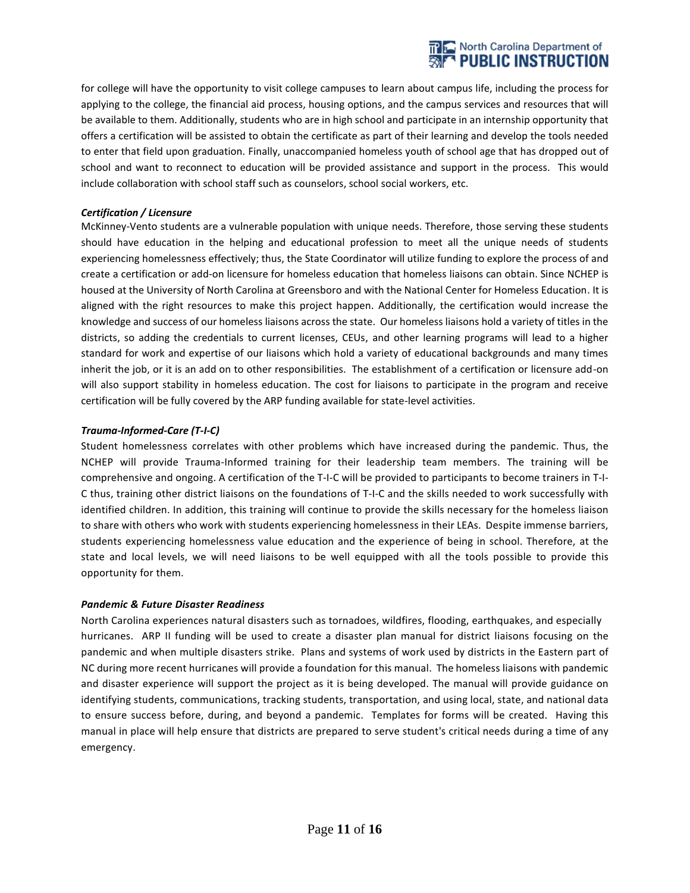for college will have the opportunity to visit college campuses to learn about campus life, including the process for applying to the college, the financial aid process, housing options, and the campus services and resources that will be available to them. Additionally, students who are in high school and participate in an internship opportunity that offers a certification will be assisted to obtain the certificate as part of their learning and develop the tools needed to enter that field upon graduation. Finally, unaccompanied homeless youth of school age that has dropped out of school and want to reconnect to education will be provided assistance and support in the process. This would include collaboration with school staff such as counselors, school social workers, etc.

***Certification / Licensure***

McKinney-Vento students are a vulnerable population with unique needs. Therefore, those serving these students should have education in the helping and educational profession to meet all the unique needs of students experiencing homelessness effectively; thus, the State Coordinator will utilize funding to explore the process of and create a certification or add-on licensure for homeless education that homeless liaisons can obtain. Since NCHEP is housed at the University of North Carolina at Greensboro and with the National Center for Homeless Education. It is aligned with the right resources to make this project happen. Additionally, the certification would increase the knowledge and success of our homeless liaisons across the state. Our homeless liaisons hold a variety of titles in the districts, so adding the credentials to current licenses, CEUs, and other learning programs will lead to a higher standard for work and expertise of our liaisons which hold a variety of educational backgrounds and many times inherit the job, or it is an add on to other responsibilities. The establishment of a certification or licensure add-on will also support stability in homeless education. The cost for liaisons to participate in the program and receive certification will be fully covered by the ARP funding available for state-level activities.

***Trauma-Informed-Care (T-I-C)***

Student homelessness correlates with other problems which have increased during the pandemic. Thus, the NCHEP will provide Trauma-Informed training for their leadership team members. The training will be comprehensive and ongoing. A certification of the T-I-C will be provided to participants to become trainers in T-I-C thus, training other district liaisons on the foundations of T-I-C and the skills needed to work successfully with identified children. In addition, this training will continue to provide the skills necessary for the homeless liaison to share with others who work with students experiencing homelessness in their LEAs. Despite immense barriers, students experiencing homelessness value education and the experience of being in school. Therefore, at the state and local levels, we will need liaisons to be well equipped with all the tools possible to provide this opportunity for them.

***Pandemic & Future Disaster Readiness***

North Carolina experiences natural disasters such as tornadoes, wildfires, flooding, earthquakes, and especially hurricanes. ARP II funding will be used to create a disaster plan manual for district liaisons focusing on the pandemic and when multiple disasters strike. Plans and systems of work used by districts in the Eastern part of NC during more recent hurricanes will provide a foundation for this manual. The homeless liaisons with pandemic and disaster experience will support the project as it is being developed. The manual will provide guidance on identifying students, communications, tracking students, transportation, and using local, state, and national data to ensure success before, during, and beyond a pandemic. Templates for forms will be created. Having this manual in place will help ensure that districts are prepared to serve student's critical needs during a time of any emergency.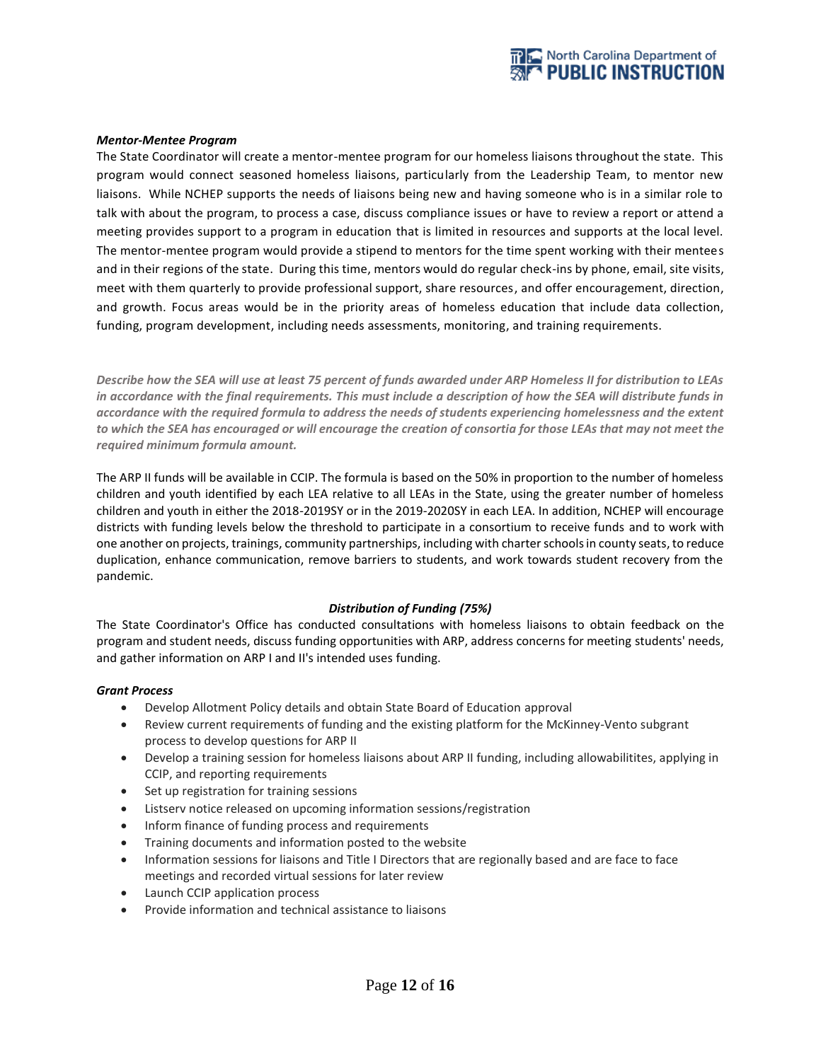***Mentor-Mentee Program***

The State Coordinator will create a mentor-mentee program for our homeless liaisons throughout the state. This program would connect seasoned homeless liaisons, particularly from the Leadership Team, to mentor new liaisons. While NCHEP supports the needs of liaisons being new and having someone who is in a similar role to talk with about the program, to process a case, discuss compliance issues or have to review a report or attend a meeting provides support to a program in education that is limited in resources and supports at the local level. The mentor-mentee program would provide a stipend to mentors for the time spent working with their mentees and in their regions of the state. During this time, mentors would do regular check-ins by phone, email, site visits, meet with them quarterly to provide professional support, share resources, and offer encouragement, direction, and growth. Focus areas would be in the priority areas of homeless education that include data collection, funding, program development, including needs assessments, monitoring, and training requirements.

***Describe how the SEA will use at least 75 percent of funds awarded under ARP Homeless II for distribution to LEAs in accordance with the final requirements. This must include a description of how the SEA will distribute funds in accordance with the required formula to address the needs of students experiencing homelessness and the extent to which the SEA has encouraged or will encourage the creation of consortia for those LEAs that may not meet the required minimum formula amount.***

The ARP II funds will be available in CCIP. The formula is based on the 50% in proportion to the number of homeless children and youth identified by each LEA relative to all LEAs in the State, using the greater number of homeless children and youth in either the 2018-2019SY or in the 2019-2020SY in each LEA. In addition, NCHEP will encourage districts with funding levels below the threshold to participate in a consortium to receive funds and to work with one another on projects, trainings, community partnerships, including with charter schools in county seats, to reduce duplication, enhance communication, remove barriers to students, and work towards student recovery from the pandemic.

***Distribution of Funding (75%)***

The State Coordinator's Office has conducted consultations with homeless liaisons to obtain feedback on the program and student needs, discuss funding opportunities with ARP, address concerns for meeting students' needs, and gather information on ARP I and II's intended uses funding.

***Grant Process***

- Develop Allotment Policy details and obtain State Board of Education approval
- Review current requirements of funding and the existing platform for the McKinney-Vento subgrant process to develop questions for ARP II
- Develop a training session for homeless liaisons about ARP II funding, including allowabilitites, applying in CCIP, and reporting requirements
- Set up registration for training sessions
- Listserv notice released on upcoming information sessions/registration
- Inform finance of funding process and requirements
- Training documents and information posted to the website
- Information sessions for liaisons and Title I Directors that are regionally based and are face to face meetings and recorded virtual sessions for later review
- Launch CCIP application process
- Provide information and technical assistance to liaisons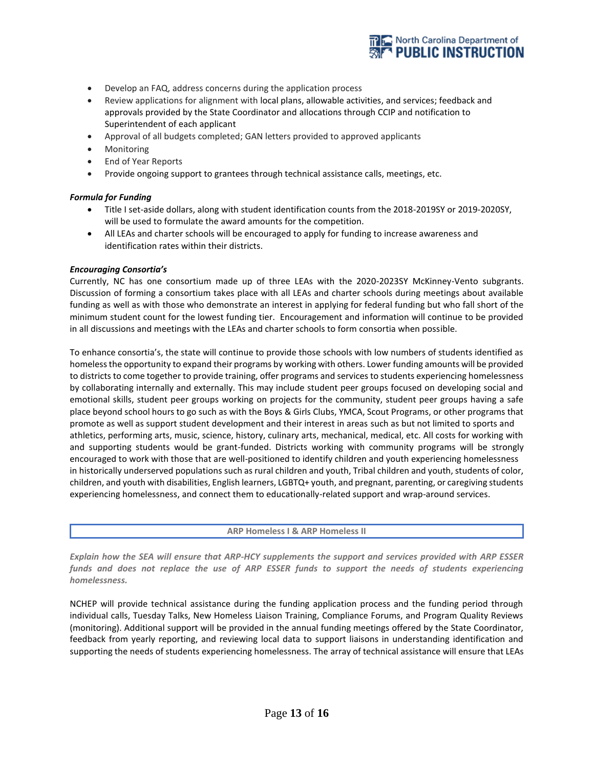- Develop an FAQ, address concerns during the application process
- Review applications for alignment with local plans, allowable activities, and services; feedback and approvals provided by the State Coordinator and allocations through CCIP and notification to Superintendent of each applicant
- Approval of all budgets completed; GAN letters provided to approved applicants
- Monitoring
- End of Year Reports
- Provide ongoing support to grantees through technical assistance calls, meetings, etc.

***Formula for Funding***

- Title I set-aside dollars, along with student identification counts from the 2018-2019SY or 2019-2020SY, will be used to formulate the award amounts for the competition.
- All LEAs and charter schools will be encouraged to apply for funding to increase awareness and identification rates within their districts.

***Encouraging Consortia's***

Currently, NC has one consortium made up of three LEAs with the 2020-2023SY McKinney-Vento subgrants. Discussion of forming a consortium takes place with all LEAs and charter schools during meetings about available funding as well as with those who demonstrate an interest in applying for federal funding but who fall short of the minimum student count for the lowest funding tier. Encouragement and information will continue to be provided in all discussions and meetings with the LEAs and charter schools to form consortia when possible.

To enhance consortia's, the state will continue to provide those schools with low numbers of students identified as homeless the opportunity to expand their programs by working with others. Lower funding amounts will be provided to districts to come together to provide training, offer programs and services to students experiencing homelessness by collaborating internally and externally. This may include student peer groups focused on developing social and emotional skills, student peer groups working on projects for the community, student peer groups having a safe place beyond school hours to go such as with the Boys & Girls Clubs, YMCA, Scout Programs, or other programs that promote as well as support student development and their interest in areas such as but not limited to sports and athletics, performing arts, music, science, history, culinary arts, mechanical, medical, etc. All costs for working with and supporting students would be grant-funded. Districts working with community programs will be strongly encouraged to work with those that are well-positioned to identify children and youth experiencing homelessness in historically underserved populations such as rural children and youth, Tribal children and youth, students of color, children, and youth with disabilities, English learners, LGBTQ+ youth, and pregnant, parenting, or caregiving students experiencing homelessness, and connect them to educationally-related support and wrap-around services.

| ARP Homeless I & ARP Homeless II |
| --- |

***Explain how the SEA will ensure that ARP-HCY supplements the support and services provided with ARP ESSER funds and does not replace the use of ARP ESSER funds to support the needs of students experiencing homelessness.***

NCHEP will provide technical assistance during the funding application process and the funding period through individual calls, Tuesday Talks, New Homeless Liaison Training, Compliance Forums, and Program Quality Reviews (monitoring). Additional support will be provided in the annual funding meetings offered by the State Coordinator, feedback from yearly reporting, and reviewing local data to support liaisons in understanding identification and supporting the needs of students experiencing homelessness. The array of technical assistance will ensure that LEAs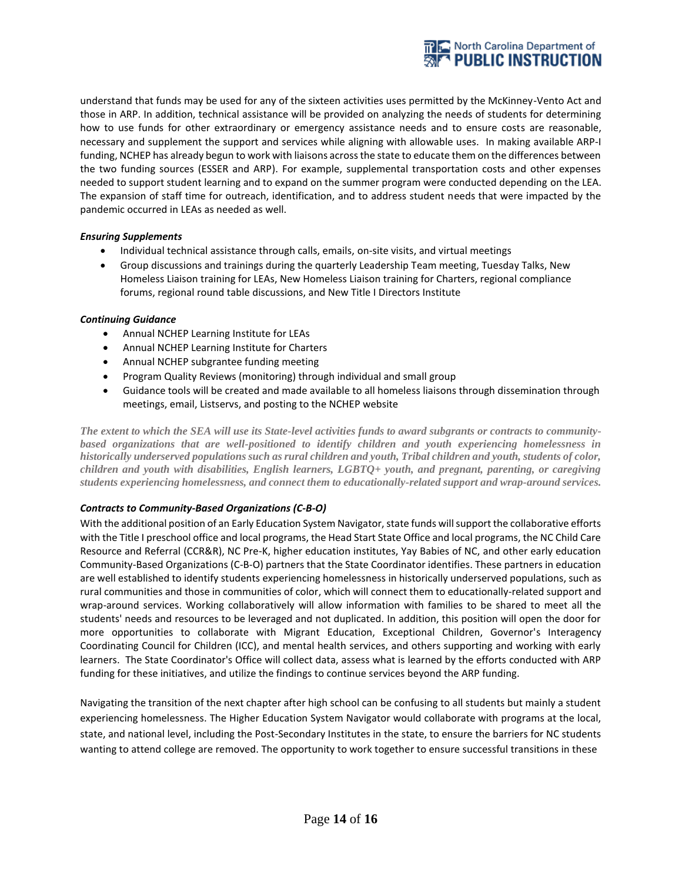understand that funds may be used for any of the sixteen activities uses permitted by the McKinney-Vento Act and those in ARP. In addition, technical assistance will be provided on analyzing the needs of students for determining how to use funds for other extraordinary or emergency assistance needs and to ensure costs are reasonable, necessary and supplement the support and services while aligning with allowable uses. In making available ARP-I funding, NCHEP has already begun to work with liaisons across the state to educate them on the differences between the two funding sources (ESSER and ARP). For example, supplemental transportation costs and other expenses needed to support student learning and to expand on the summer program were conducted depending on the LEA. The expansion of staff time for outreach, identification, and to address student needs that were impacted by the pandemic occurred in LEAs as needed as well.

***Ensuring Supplements***

- Individual technical assistance through calls, emails, on-site visits, and virtual meetings
- Group discussions and trainings during the quarterly Leadership Team meeting, Tuesday Talks, New Homeless Liaison training for LEAs, New Homeless Liaison training for Charters, regional compliance forums, regional round table discussions, and New Title I Directors Institute

***Continuing Guidance***

- Annual NCHEP Learning Institute for LEAs
- Annual NCHEP Learning Institute for Charters
- Annual NCHEP subgrantee funding meeting
- Program Quality Reviews (monitoring) through individual and small group
- Guidance tools will be created and made available to all homeless liaisons through dissemination through meetings, email, Listservs, and posting to the NCHEP website

***The extent to which the SEA will use its State-level activities funds to award subgrants or contracts to community-based organizations that are well-positioned to identify children and youth experiencing homelessness in historically underserved populations such as rural children and youth, Tribal children and youth, students of color, children and youth with disabilities, English learners, LGBTQ+ youth, and pregnant, parenting, or caregiving students experiencing homelessness, and connect them to educationally-related support and wrap-around services.***

***Contracts to Community-Based Organizations (C-B-O)***

With the additional position of an Early Education System Navigator, state funds will support the collaborative efforts with the Title I preschool office and local programs, the Head Start State Office and local programs, the NC Child Care Resource and Referral (CCR&R), NC Pre-K, higher education institutes, Yay Babies of NC, and other early education Community-Based Organizations (C-B-O) partners that the State Coordinator identifies. These partners in education are well established to identify students experiencing homelessness in historically underserved populations, such as rural communities and those in communities of color, which will connect them to educationally-related support and wrap-around services. Working collaboratively will allow information with families to be shared to meet all the students' needs and resources to be leveraged and not duplicated. In addition, this position will open the door for more opportunities to collaborate with Migrant Education, Exceptional Children, Governor's Interagency Coordinating Council for Children (ICC), and mental health services, and others supporting and working with early learners. The State Coordinator's Office will collect data, assess what is learned by the efforts conducted with ARP funding for these initiatives, and utilize the findings to continue services beyond the ARP funding.

Navigating the transition of the next chapter after high school can be confusing to all students but mainly a student experiencing homelessness. The Higher Education System Navigator would collaborate with programs at the local, state, and national level, including the Post-Secondary Institutes in the state, to ensure the barriers for NC students wanting to attend college are removed. The opportunity to work together to ensure successful transitions in these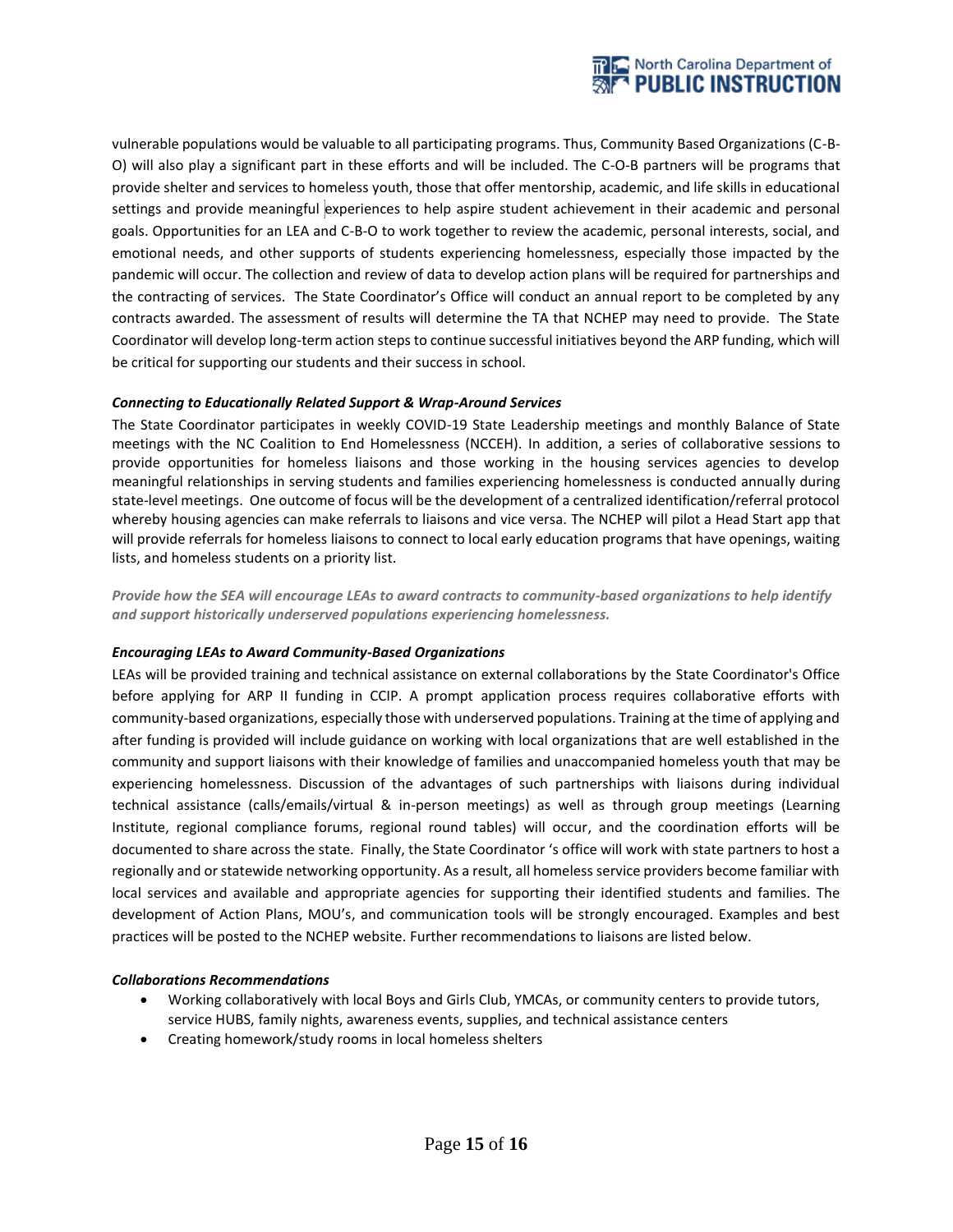vulnerable populations would be valuable to all participating programs. Thus, Community Based Organizations (C-B-O) will also play a significant part in these efforts and will be included. The C-O-B partners will be programs that provide shelter and services to homeless youth, those that offer mentorship, academic, and life skills in educational settings and provide meaningful experiences to help aspire student achievement in their academic and personal goals. Opportunities for an LEA and C-B-O to work together to review the academic, personal interests, social, and emotional needs, and other supports of students experiencing homelessness, especially those impacted by the pandemic will occur. The collection and review of data to develop action plans will be required for partnerships and the contracting of services. The State Coordinator's Office will conduct an annual report to be completed by any contracts awarded. The assessment of results will determine the TA that NCHEP may need to provide. The State Coordinator will develop long-term action steps to continue successful initiatives beyond the ARP funding, which will be critical for supporting our students and their success in school.

***Connecting to Educationally Related Support & Wrap-Around Services***

The State Coordinator participates in weekly COVID-19 State Leadership meetings and monthly Balance of State meetings with the NC Coalition to End Homelessness (NCCEH). In addition, a series of collaborative sessions to provide opportunities for homeless liaisons and those working in the housing services agencies to develop meaningful relationships in serving students and families experiencing homelessness is conducted annually during state-level meetings. One outcome of focus will be the development of a centralized identification/referral protocol whereby housing agencies can make referrals to liaisons and vice versa. The NCHEP will pilot a Head Start app that will provide referrals for homeless liaisons to connect to local early education programs that have openings, waiting lists, and homeless students on a priority list.

***Provide how the SEA will encourage LEAs to award contracts to community-based organizations to help identify and support historically underserved populations experiencing homelessness.***

***Encouraging LEAs to Award Community-Based Organizations***

LEAs will be provided training and technical assistance on external collaborations by the State Coordinator's Office before applying for ARP II funding in CCIP. A prompt application process requires collaborative efforts with community-based organizations, especially those with underserved populations. Training at the time of applying and after funding is provided will include guidance on working with local organizations that are well established in the community and support liaisons with their knowledge of families and unaccompanied homeless youth that may be experiencing homelessness. Discussion of the advantages of such partnerships with liaisons during individual technical assistance (calls/emails/virtual & in-person meetings) as well as through group meetings (Learning Institute, regional compliance forums, regional round tables) will occur, and the coordination efforts will be documented to share across the state. Finally, the State Coordinator 's office will work with state partners to host a regionally and or statewide networking opportunity. As a result, all homeless service providers become familiar with local services and available and appropriate agencies for supporting their identified students and families. The development of Action Plans, MOU's, and communication tools will be strongly encouraged. Examples and best practices will be posted to the NCHEP website. Further recommendations to liaisons are listed below.

***Collaborations Recommendations***

- Working collaboratively with local Boys and Girls Club, YMCAs, or community centers to provide tutors, service HUBS, family nights, awareness events, supplies, and technical assistance centers
- Creating homework/study rooms in local homeless shelters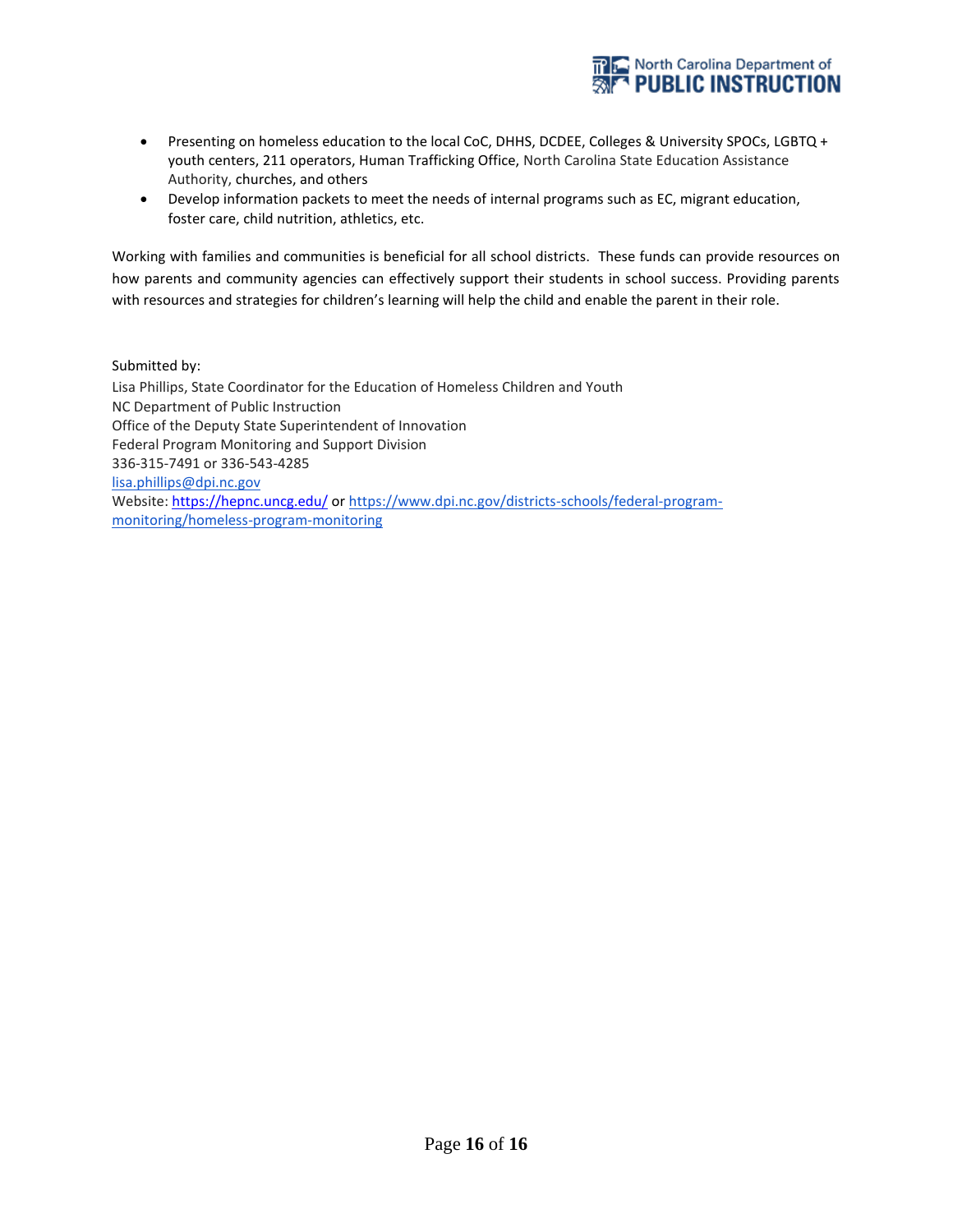- Presenting on homeless education to the local CoC, DHHS, DCDEE, Colleges & University SPOCs, LGBTQ + youth centers, 211 operators, Human Trafficking Office, North Carolina State Education Assistance Authority, churches, and others
- Develop information packets to meet the needs of internal programs such as EC, migrant education, foster care, child nutrition, athletics, etc.

Working with families and communities is beneficial for all school districts. These funds can provide resources on how parents and community agencies can effectively support their students in school success. Providing parents with resources and strategies for children's learning will help the child and enable the parent in their role.

Submitted by:
Lisa Phillips, State Coordinator for the Education of Homeless Children and Youth
NC Department of Public Instruction
Office of the Deputy State Superintendent of Innovation
Federal Program Monitoring and Support Division
336-315-7491 or 336-543-4285
lisa.phillips@dpi.nc.gov
Website: https://hepnc.uncg.edu/ or https://www.dpi.nc.gov/districts-schools/federal-program-monitoring/homeless-program-monitoring